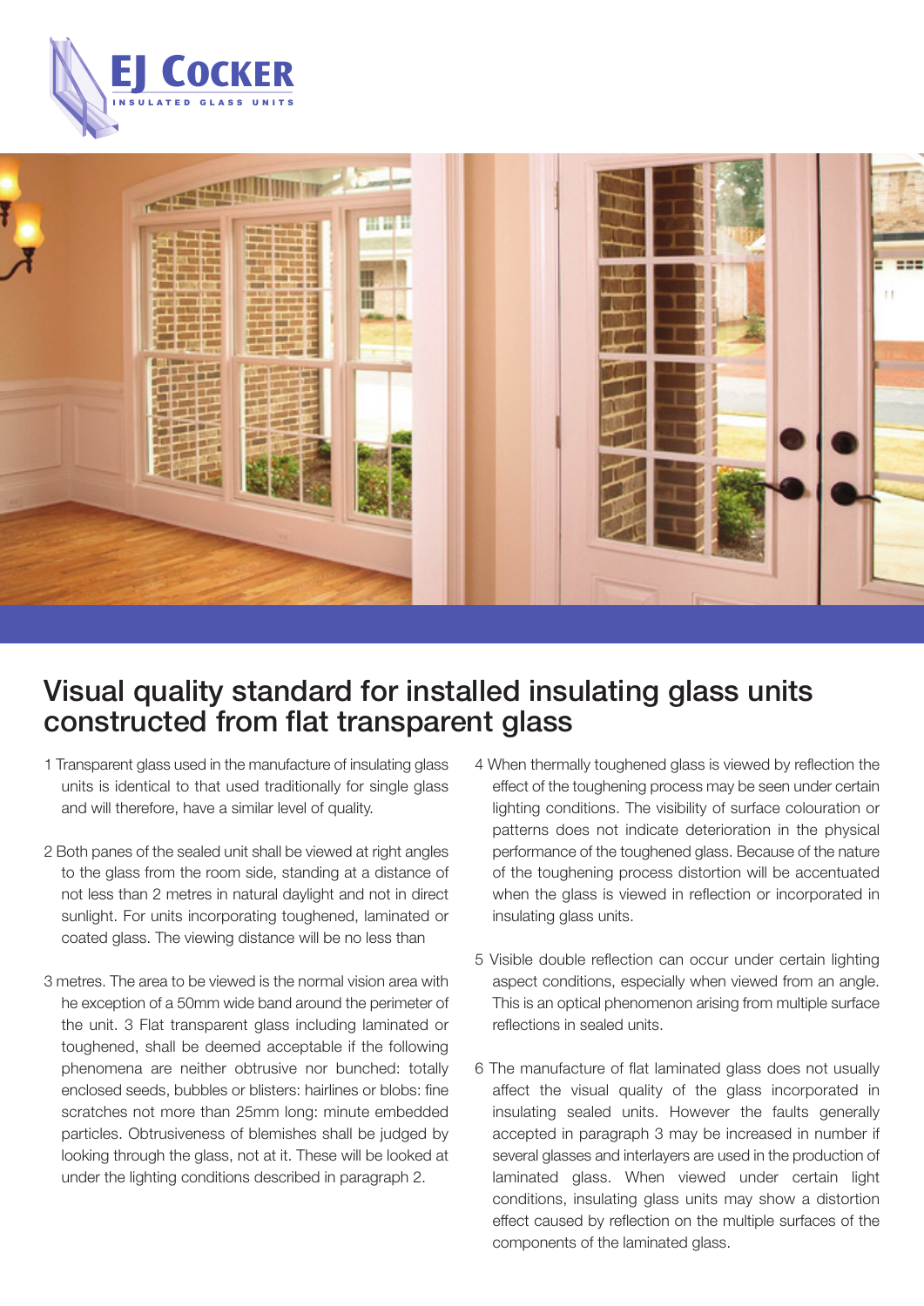EJ COCKER

INSULATED GLASS UNITS

# Visual quality standard for installed insulating glass units constructed from flat transparent glass

1 Transparent glass used in the manufacture of insulating glass units is identical to that used traditionally for single glass and will therefore, have a similar level of quality.

2 Both panes of the sealed unit shall be viewed at right angles to the glass from the room side, standing at a distance of not less than 2 metres in natural daylight and not in direct sunlight. For units incorporating toughened, laminated or coated glass. The viewing distance will be no less than

3 metres. The area to be viewed is the normal vision area with he exception of a 50mm wide band around the perimeter of the unit. 3 Flat transparent glass including laminated or toughened, shall be deemed acceptable if the following phenomena are neither obtrusive nor bunched: totally enclosed seeds, bubbles or blisters: hairlines or blobs: fine scratches not more than 25mm long: minute embedded particles. Obtrusiveness of blemishes shall be judged by looking through the glass, not at it. These will be looked at under the lighting conditions described in paragraph 2.

4 When thermally toughened glass is viewed by reflection the effect of the toughening process may be seen under certain lighting conditions. The visibility of surface colouration or patterns does not indicate deterioration in the physical performance of the toughened glass. Because of the nature of the toughening process distortion will be accentuated when the glass is viewed in reflection or incorporated in insulating glass units.

5 Visible double reflection can occur under certain lighting aspect conditions, especially when viewed from an angle. This is an optical phenomenon arising from multiple surface reflections in sealed units.

6 The manufacture of flat laminated glass does not usually affect the visual quality of the glass incorporated in insulating sealed units. However the faults generally accepted in paragraph 3 may be increased in number if several glasses and interlayers are used in the production of laminated glass. When viewed under certain light conditions, insulating glass units may show a distortion effect caused by reflection on the multiple surfaces of the components of the laminated glass.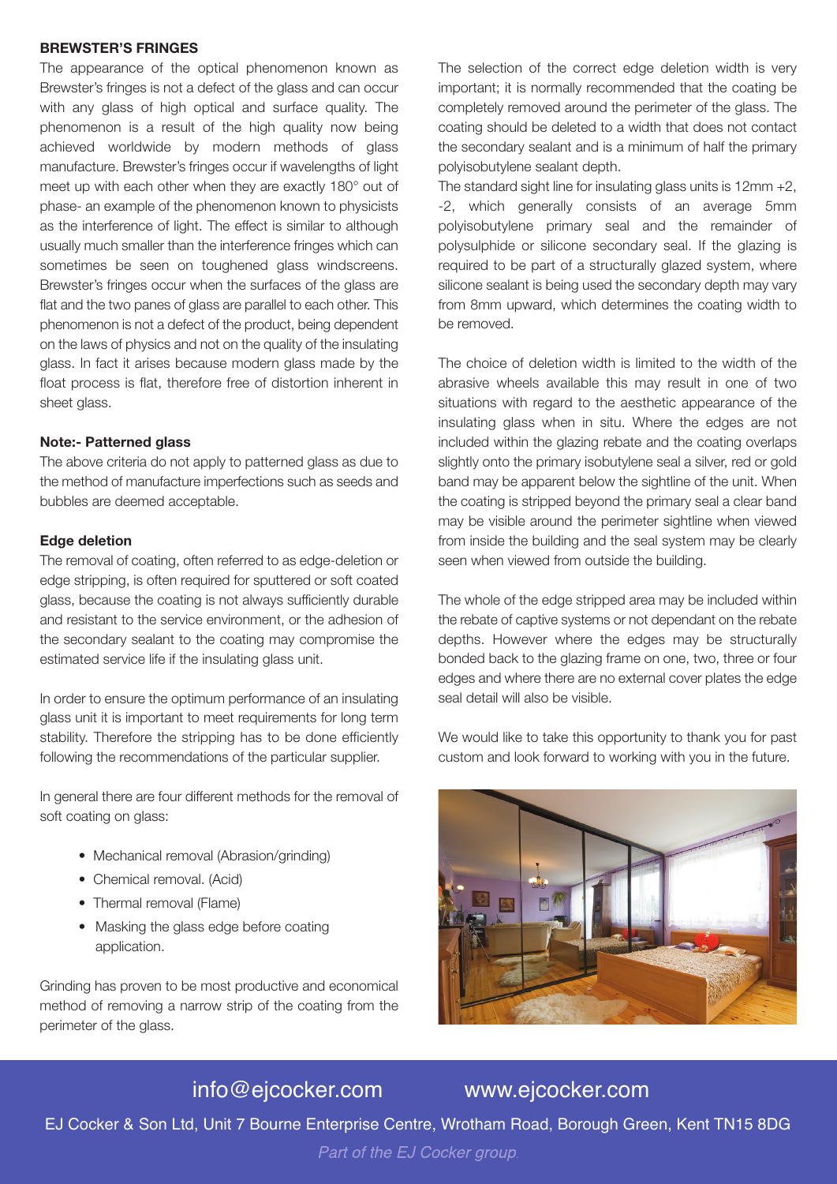**BREWSTER'S FRINGES**

The appearance of the optical phenomenon known as Brewster's fringes is not a defect of the glass and can occur with any glass of high optical and surface quality. The phenomenon is a result of the high quality now being achieved worldwide by modern methods of glass manufacture. Brewster's fringes occur if wavelengths of light meet up with each other when they are exactly 180° out of phase- an example of the phenomenon known to physicists as the interference of light. The effect is similar to although usually much smaller than the interference fringes which can sometimes be seen on toughened glass windscreens. Brewster's fringes occur when the surfaces of the glass are flat and the two panes of glass are parallel to each other. This phenomenon is not a defect of the product, being dependent on the laws of physics and not on the quality of the insulating glass. In fact it arises because modern glass made by the float process is flat, therefore free of distortion inherent in sheet glass.

**Note:- Patterned glass**

The above criteria do not apply to patterned glass as due to the method of manufacture imperfections such as seeds and bubbles are deemed acceptable.

**Edge deletion**

The removal of coating, often referred to as edge-deletion or edge stripping, is often required for sputtered or soft coated glass, because the coating is not always sufficiently durable and resistant to the service environment, or the adhesion of the secondary sealant to the coating may compromise the estimated service life if the insulating glass unit.

In order to ensure the optimum performance of an insulating glass unit it is important to meet requirements for long term stability. Therefore the stripping has to be done efficiently following the recommendations of the particular supplier.

In general there are four different methods for the removal of soft coating on glass:

- Mechanical removal (Abrasion/grinding)
- Chemical removal. (Acid)
- Thermal removal (Flame)
- Masking the glass edge before coating application.

Grinding has proven to be most productive and economical method of removing a narrow strip of the coating from the perimeter of the glass.

The selection of the correct edge deletion width is very important; it is normally recommended that the coating be completely removed around the perimeter of the glass. The coating should be deleted to a width that does not contact the secondary sealant and is a minimum of half the primary polyisobutylene sealant depth.

The standard sight line for insulating glass units is 12mm +2, -2, which generally consists of an average 5mm polyisobutylene primary seal and the remainder of polysulphide or silicone secondary seal. If the glazing is required to be part of a structurally glazed system, where silicone sealant is being used the secondary depth may vary from 8mm upward, which determines the coating width to be removed.

The choice of deletion width is limited to the width of the abrasive wheels available this may result in one of two situations with regard to the aesthetic appearance of the insulating glass when in situ. Where the edges are not included within the glazing rebate and the coating overlaps slightly onto the primary isobutylene seal a silver, red or gold band may be apparent below the sightline of the unit. When the coating is stripped beyond the primary seal a clear band may be visible around the perimeter sightline when viewed from inside the building and the seal system may be clearly seen when viewed from outside the building.

The whole of the edge stripped area may be included within the rebate of captive systems or not dependant on the rebate depths. However where the edges may be structurally bonded back to the glazing frame on one, two, three or four edges and where there are no external cover plates the edge seal detail will also be visible.

We would like to take this opportunity to thank you for past custom and look forward to working with you in the future.

info@ejcocker.com www.ejcocker.com

EJ Cocker & Son Ltd, Unit 7 Bourne Enterprise Centre, Wrotham Road, Borough Green, Kent TN15 8DG

*Part of the EJ Cocker group.*